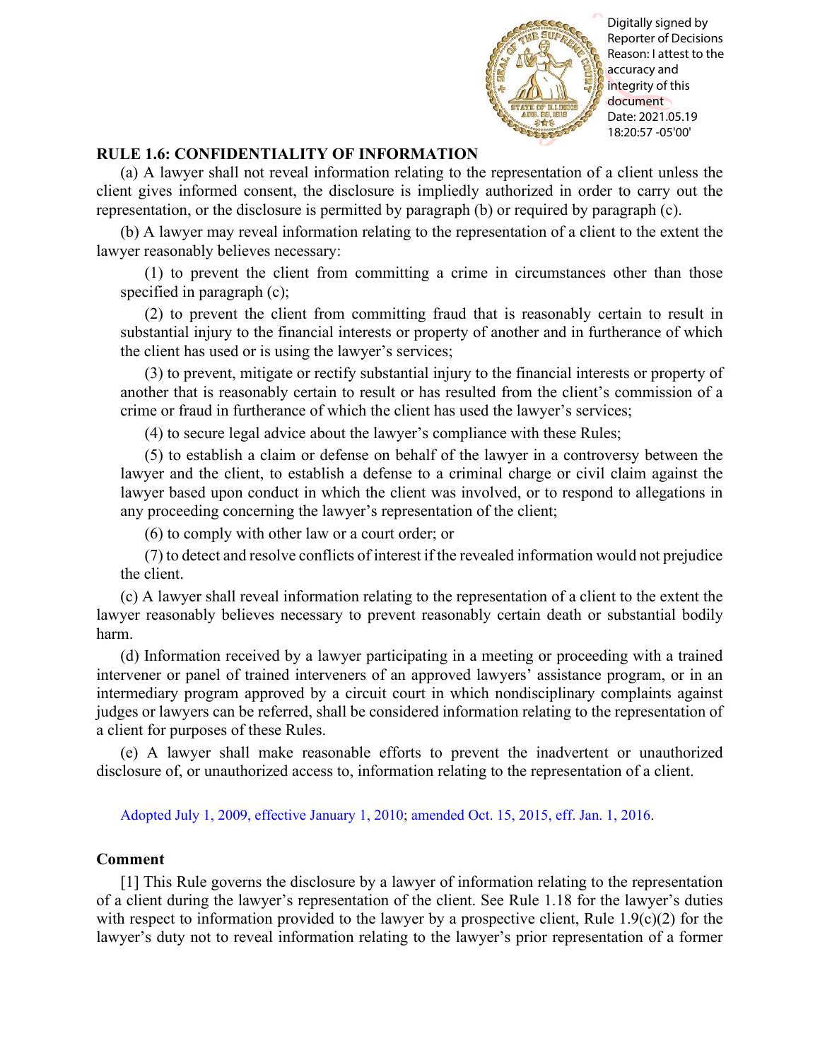## RULE 1.6: CONFIDENTIALITY OF INFORMATION

(a) A lawyer shall not reveal information relating to the representation of a client unless the client gives informed consent, the disclosure is impliedly authorized in order to carry out the representation, or the disclosure is permitted by paragraph (b) or required by paragraph (c).

(b) A lawyer may reveal information relating to the representation of a client to the extent the lawyer reasonably believes necessary:

(1) to prevent the client from committing a crime in circumstances other than those specified in paragraph (c);

(2) to prevent the client from committing fraud that is reasonably certain to result in substantial injury to the financial interests or property of another and in furtherance of which the client has used or is using the lawyer's services;

(3) to prevent, mitigate or rectify substantial injury to the financial interests or property of another that is reasonably certain to result or has resulted from the client's commission of a crime or fraud in furtherance of which the client has used the lawyer's services;

(4) to secure legal advice about the lawyer's compliance with these Rules;

(5) to establish a claim or defense on behalf of the lawyer in a controversy between the lawyer and the client, to establish a defense to a criminal charge or civil claim against the lawyer based upon conduct in which the client was involved, or to respond to allegations in any proceeding concerning the lawyer's representation of the client;

(6) to comply with other law or a court order; or

(7) to detect and resolve conflicts of interest if the revealed information would not prejudice the client.

(c) A lawyer shall reveal information relating to the representation of a client to the extent the lawyer reasonably believes necessary to prevent reasonably certain death or substantial bodily harm.

(d) Information received by a lawyer participating in a meeting or proceeding with a trained intervener or panel of trained interveners of an approved lawyers' assistance program, or in an intermediary program approved by a circuit court in which nondisciplinary complaints against judges or lawyers can be referred, shall be considered information relating to the representation of a client for purposes of these Rules.

(e) A lawyer shall make reasonable efforts to prevent the inadvertent or unauthorized disclosure of, or unauthorized access to, information relating to the representation of a client.

Adopted July 1, 2009, effective January 1, 2010; amended Oct. 15, 2015, eff. Jan. 1, 2016.

### Comment

[1] This Rule governs the disclosure by a lawyer of information relating to the representation of a client during the lawyer's representation of the client. See Rule 1.18 for the lawyer's duties with respect to information provided to the lawyer by a prospective client, Rule 1.9(c)(2) for the lawyer's duty not to reveal information relating to the lawyer's prior representation of a former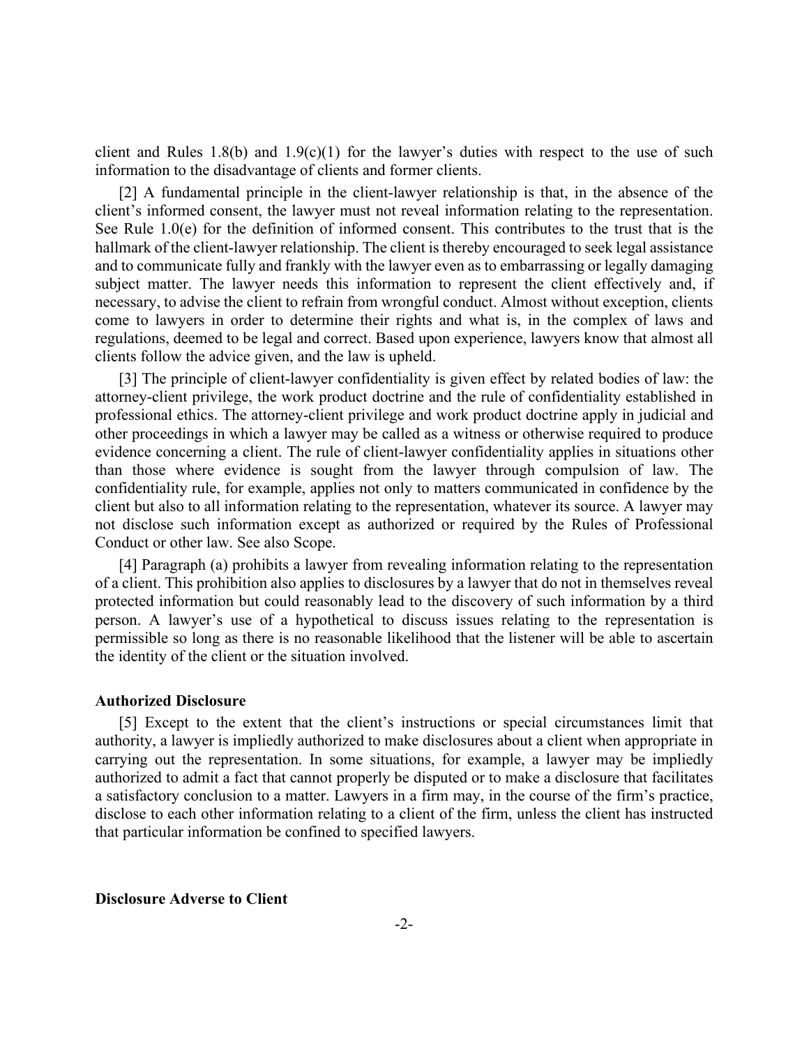client and Rules 1.8(b) and 1.9(c)(1) for the lawyer's duties with respect to the use of such information to the disadvantage of clients and former clients.

[2] A fundamental principle in the client-lawyer relationship is that, in the absence of the client's informed consent, the lawyer must not reveal information relating to the representation. See Rule 1.0(e) for the definition of informed consent. This contributes to the trust that is the hallmark of the client-lawyer relationship. The client is thereby encouraged to seek legal assistance and to communicate fully and frankly with the lawyer even as to embarrassing or legally damaging subject matter. The lawyer needs this information to represent the client effectively and, if necessary, to advise the client to refrain from wrongful conduct. Almost without exception, clients come to lawyers in order to determine their rights and what is, in the complex of laws and regulations, deemed to be legal and correct. Based upon experience, lawyers know that almost all clients follow the advice given, and the law is upheld.

[3] The principle of client-lawyer confidentiality is given effect by related bodies of law: the attorney-client privilege, the work product doctrine and the rule of confidentiality established in professional ethics. The attorney-client privilege and work product doctrine apply in judicial and other proceedings in which a lawyer may be called as a witness or otherwise required to produce evidence concerning a client. The rule of client-lawyer confidentiality applies in situations other than those where evidence is sought from the lawyer through compulsion of law. The confidentiality rule, for example, applies not only to matters communicated in confidence by the client but also to all information relating to the representation, whatever its source. A lawyer may not disclose such information except as authorized or required by the Rules of Professional Conduct or other law. See also Scope.

[4] Paragraph (a) prohibits a lawyer from revealing information relating to the representation of a client. This prohibition also applies to disclosures by a lawyer that do not in themselves reveal protected information but could reasonably lead to the discovery of such information by a third person. A lawyer's use of a hypothetical to discuss issues relating to the representation is permissible so long as there is no reasonable likelihood that the listener will be able to ascertain the identity of the client or the situation involved.

**Authorized Disclosure**

[5] Except to the extent that the client's instructions or special circumstances limit that authority, a lawyer is impliedly authorized to make disclosures about a client when appropriate in carrying out the representation. In some situations, for example, a lawyer may be impliedly authorized to admit a fact that cannot properly be disputed or to make a disclosure that facilitates a satisfactory conclusion to a matter. Lawyers in a firm may, in the course of the firm's practice, disclose to each other information relating to a client of the firm, unless the client has instructed that particular information be confined to specified lawyers.

**Disclosure Adverse to Client**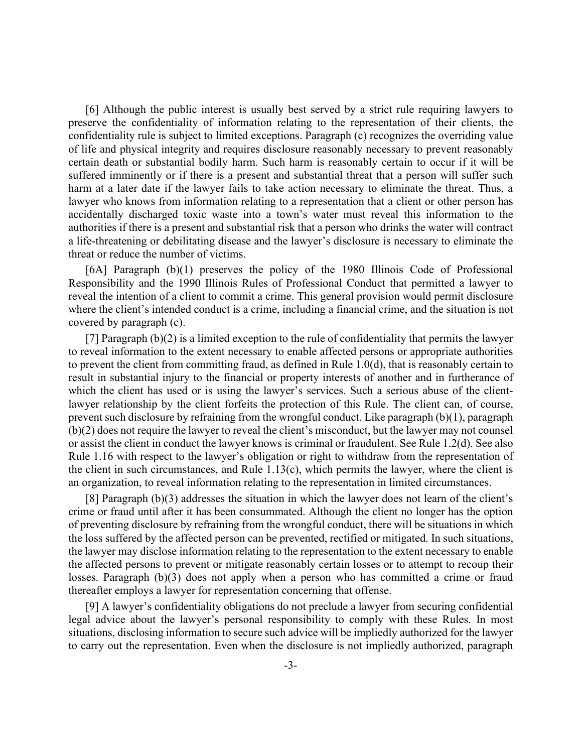[6] Although the public interest is usually best served by a strict rule requiring lawyers to preserve the confidentiality of information relating to the representation of their clients, the confidentiality rule is subject to limited exceptions. Paragraph (c) recognizes the overriding value of life and physical integrity and requires disclosure reasonably necessary to prevent reasonably certain death or substantial bodily harm. Such harm is reasonably certain to occur if it will be suffered imminently or if there is a present and substantial threat that a person will suffer such harm at a later date if the lawyer fails to take action necessary to eliminate the threat. Thus, a lawyer who knows from information relating to a representation that a client or other person has accidentally discharged toxic waste into a town's water must reveal this information to the authorities if there is a present and substantial risk that a person who drinks the water will contract a life-threatening or debilitating disease and the lawyer's disclosure is necessary to eliminate the threat or reduce the number of victims.

[6A] Paragraph (b)(1) preserves the policy of the 1980 Illinois Code of Professional Responsibility and the 1990 Illinois Rules of Professional Conduct that permitted a lawyer to reveal the intention of a client to commit a crime. This general provision would permit disclosure where the client's intended conduct is a crime, including a financial crime, and the situation is not covered by paragraph (c).

[7] Paragraph (b)(2) is a limited exception to the rule of confidentiality that permits the lawyer to reveal information to the extent necessary to enable affected persons or appropriate authorities to prevent the client from committing fraud, as defined in Rule 1.0(d), that is reasonably certain to result in substantial injury to the financial or property interests of another and in furtherance of which the client has used or is using the lawyer's services. Such a serious abuse of the client-lawyer relationship by the client forfeits the protection of this Rule. The client can, of course, prevent such disclosure by refraining from the wrongful conduct. Like paragraph (b)(1), paragraph (b)(2) does not require the lawyer to reveal the client's misconduct, but the lawyer may not counsel or assist the client in conduct the lawyer knows is criminal or fraudulent. See Rule 1.2(d). See also Rule 1.16 with respect to the lawyer's obligation or right to withdraw from the representation of the client in such circumstances, and Rule 1.13(c), which permits the lawyer, where the client is an organization, to reveal information relating to the representation in limited circumstances.

[8] Paragraph (b)(3) addresses the situation in which the lawyer does not learn of the client's crime or fraud until after it has been consummated. Although the client no longer has the option of preventing disclosure by refraining from the wrongful conduct, there will be situations in which the loss suffered by the affected person can be prevented, rectified or mitigated. In such situations, the lawyer may disclose information relating to the representation to the extent necessary to enable the affected persons to prevent or mitigate reasonably certain losses or to attempt to recoup their losses. Paragraph (b)(3) does not apply when a person who has committed a crime or fraud thereafter employs a lawyer for representation concerning that offense.

[9] A lawyer's confidentiality obligations do not preclude a lawyer from securing confidential legal advice about the lawyer's personal responsibility to comply with these Rules. In most situations, disclosing information to secure such advice will be impliedly authorized for the lawyer to carry out the representation. Even when the disclosure is not impliedly authorized, paragraph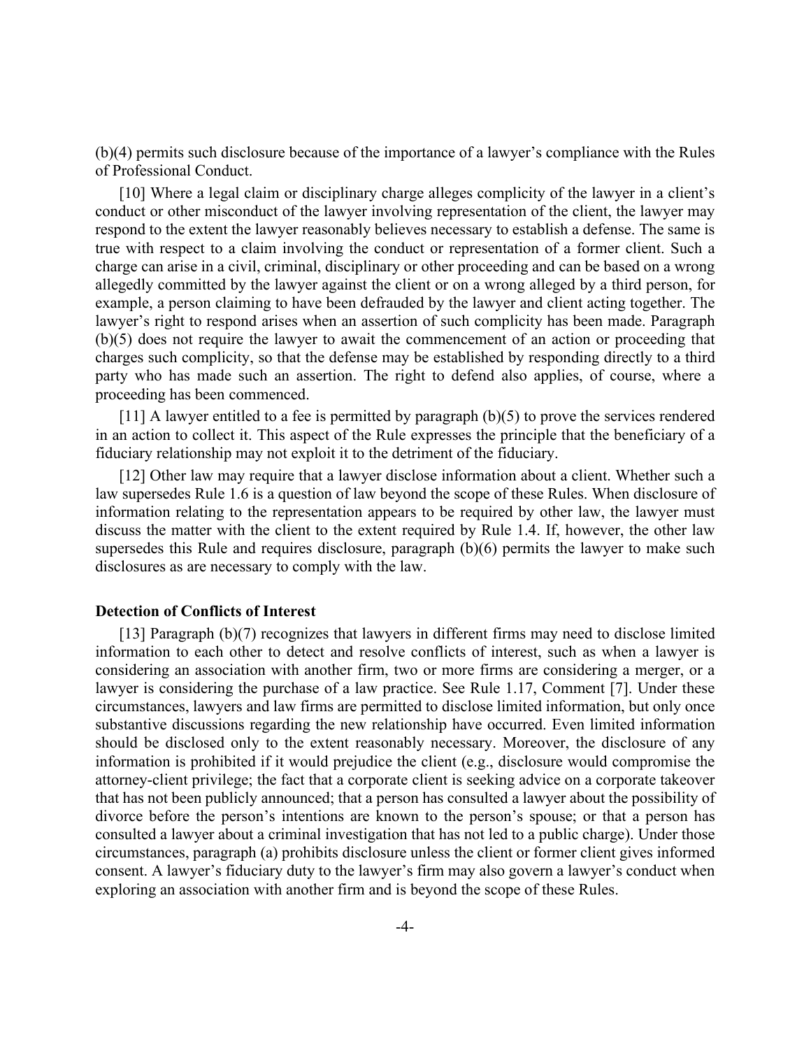(b)(4) permits such disclosure because of the importance of a lawyer's compliance with the Rules of Professional Conduct.

[10] Where a legal claim or disciplinary charge alleges complicity of the lawyer in a client's conduct or other misconduct of the lawyer involving representation of the client, the lawyer may respond to the extent the lawyer reasonably believes necessary to establish a defense. The same is true with respect to a claim involving the conduct or representation of a former client. Such a charge can arise in a civil, criminal, disciplinary or other proceeding and can be based on a wrong allegedly committed by the lawyer against the client or on a wrong alleged by a third person, for example, a person claiming to have been defrauded by the lawyer and client acting together. The lawyer's right to respond arises when an assertion of such complicity has been made. Paragraph (b)(5) does not require the lawyer to await the commencement of an action or proceeding that charges such complicity, so that the defense may be established by responding directly to a third party who has made such an assertion. The right to defend also applies, of course, where a proceeding has been commenced.

[11] A lawyer entitled to a fee is permitted by paragraph (b)(5) to prove the services rendered in an action to collect it. This aspect of the Rule expresses the principle that the beneficiary of a fiduciary relationship may not exploit it to the detriment of the fiduciary.

[12] Other law may require that a lawyer disclose information about a client. Whether such a law supersedes Rule 1.6 is a question of law beyond the scope of these Rules. When disclosure of information relating to the representation appears to be required by other law, the lawyer must discuss the matter with the client to the extent required by Rule 1.4. If, however, the other law supersedes this Rule and requires disclosure, paragraph (b)(6) permits the lawyer to make such disclosures as are necessary to comply with the law.

**Detection of Conflicts of Interest**

[13] Paragraph (b)(7) recognizes that lawyers in different firms may need to disclose limited information to each other to detect and resolve conflicts of interest, such as when a lawyer is considering an association with another firm, two or more firms are considering a merger, or a lawyer is considering the purchase of a law practice. See Rule 1.17, Comment [7]. Under these circumstances, lawyers and law firms are permitted to disclose limited information, but only once substantive discussions regarding the new relationship have occurred. Even limited information should be disclosed only to the extent reasonably necessary. Moreover, the disclosure of any information is prohibited if it would prejudice the client (e.g., disclosure would compromise the attorney-client privilege; the fact that a corporate client is seeking advice on a corporate takeover that has not been publicly announced; that a person has consulted a lawyer about the possibility of divorce before the person's intentions are known to the person's spouse; or that a person has consulted a lawyer about a criminal investigation that has not led to a public charge). Under those circumstances, paragraph (a) prohibits disclosure unless the client or former client gives informed consent. A lawyer's fiduciary duty to the lawyer's firm may also govern a lawyer's conduct when exploring an association with another firm and is beyond the scope of these Rules.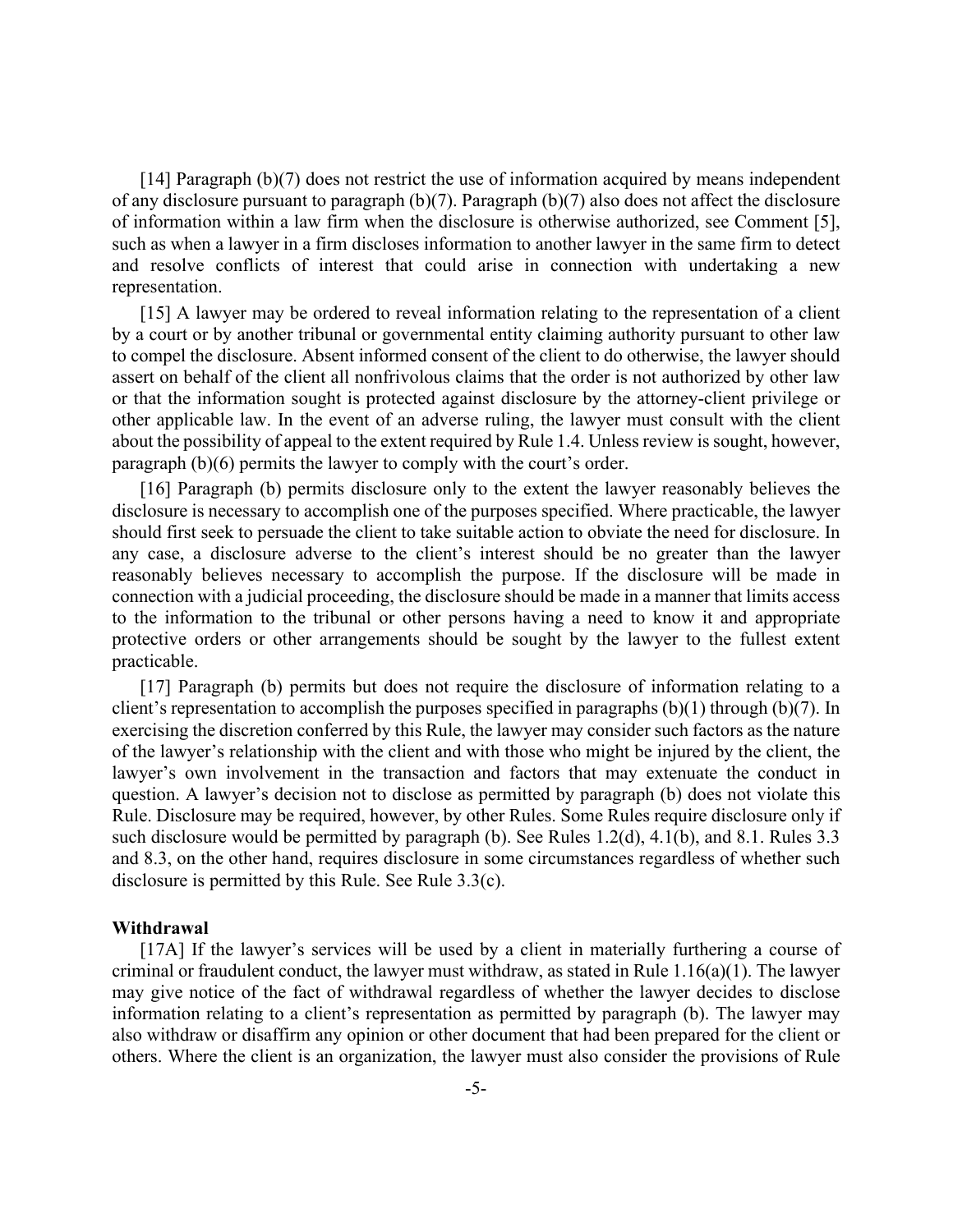[14] Paragraph (b)(7) does not restrict the use of information acquired by means independent of any disclosure pursuant to paragraph (b)(7). Paragraph (b)(7) also does not affect the disclosure of information within a law firm when the disclosure is otherwise authorized, see Comment [5], such as when a lawyer in a firm discloses information to another lawyer in the same firm to detect and resolve conflicts of interest that could arise in connection with undertaking a new representation.

[15] A lawyer may be ordered to reveal information relating to the representation of a client by a court or by another tribunal or governmental entity claiming authority pursuant to other law to compel the disclosure. Absent informed consent of the client to do otherwise, the lawyer should assert on behalf of the client all nonfrivolous claims that the order is not authorized by other law or that the information sought is protected against disclosure by the attorney-client privilege or other applicable law. In the event of an adverse ruling, the lawyer must consult with the client about the possibility of appeal to the extent required by Rule 1.4. Unless review is sought, however, paragraph (b)(6) permits the lawyer to comply with the court's order.

[16] Paragraph (b) permits disclosure only to the extent the lawyer reasonably believes the disclosure is necessary to accomplish one of the purposes specified. Where practicable, the lawyer should first seek to persuade the client to take suitable action to obviate the need for disclosure. In any case, a disclosure adverse to the client's interest should be no greater than the lawyer reasonably believes necessary to accomplish the purpose. If the disclosure will be made in connection with a judicial proceeding, the disclosure should be made in a manner that limits access to the information to the tribunal or other persons having a need to know it and appropriate protective orders or other arrangements should be sought by the lawyer to the fullest extent practicable.

[17] Paragraph (b) permits but does not require the disclosure of information relating to a client's representation to accomplish the purposes specified in paragraphs (b)(1) through (b)(7). In exercising the discretion conferred by this Rule, the lawyer may consider such factors as the nature of the lawyer's relationship with the client and with those who might be injured by the client, the lawyer's own involvement in the transaction and factors that may extenuate the conduct in question. A lawyer's decision not to disclose as permitted by paragraph (b) does not violate this Rule. Disclosure may be required, however, by other Rules. Some Rules require disclosure only if such disclosure would be permitted by paragraph (b). See Rules 1.2(d), 4.1(b), and 8.1. Rules 3.3 and 8.3, on the other hand, requires disclosure in some circumstances regardless of whether such disclosure is permitted by this Rule. See Rule 3.3(c).

**Withdrawal**

[17A] If the lawyer's services will be used by a client in materially furthering a course of criminal or fraudulent conduct, the lawyer must withdraw, as stated in Rule 1.16(a)(1). The lawyer may give notice of the fact of withdrawal regardless of whether the lawyer decides to disclose information relating to a client's representation as permitted by paragraph (b). The lawyer may also withdraw or disaffirm any opinion or other document that had been prepared for the client or others. Where the client is an organization, the lawyer must also consider the provisions of Rule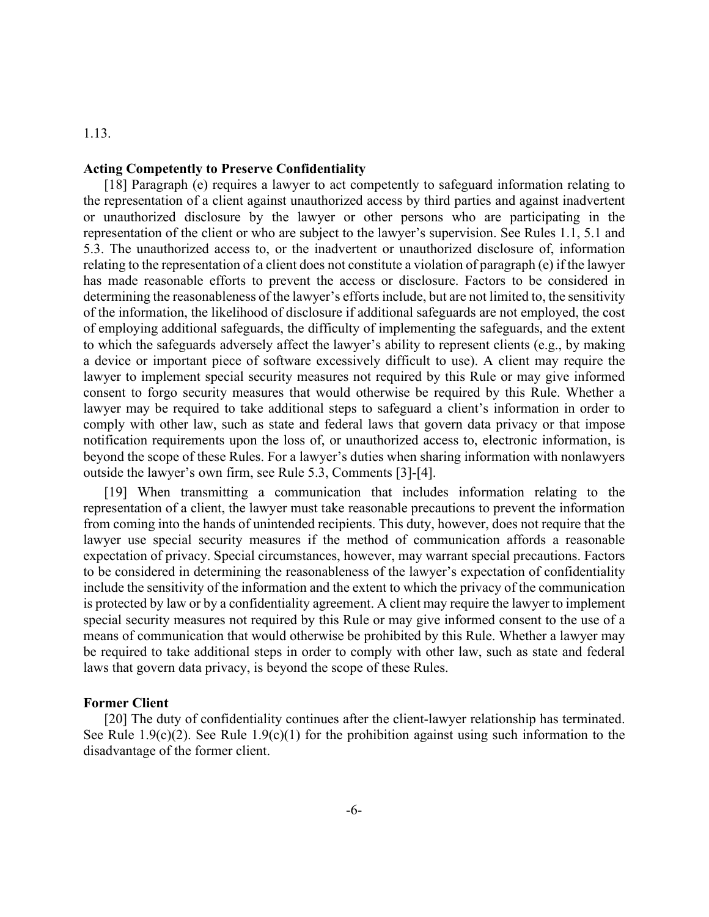1.13.

**Acting Competently to Preserve Confidentiality**

[18] Paragraph (e) requires a lawyer to act competently to safeguard information relating to the representation of a client against unauthorized access by third parties and against inadvertent or unauthorized disclosure by the lawyer or other persons who are participating in the representation of the client or who are subject to the lawyer's supervision. See Rules 1.1, 5.1 and 5.3. The unauthorized access to, or the inadvertent or unauthorized disclosure of, information relating to the representation of a client does not constitute a violation of paragraph (e) if the lawyer has made reasonable efforts to prevent the access or disclosure. Factors to be considered in determining the reasonableness of the lawyer's efforts include, but are not limited to, the sensitivity of the information, the likelihood of disclosure if additional safeguards are not employed, the cost of employing additional safeguards, the difficulty of implementing the safeguards, and the extent to which the safeguards adversely affect the lawyer's ability to represent clients (e.g., by making a device or important piece of software excessively difficult to use). A client may require the lawyer to implement special security measures not required by this Rule or may give informed consent to forgo security measures that would otherwise be required by this Rule. Whether a lawyer may be required to take additional steps to safeguard a client's information in order to comply with other law, such as state and federal laws that govern data privacy or that impose notification requirements upon the loss of, or unauthorized access to, electronic information, is beyond the scope of these Rules. For a lawyer's duties when sharing information with nonlawyers outside the lawyer's own firm, see Rule 5.3, Comments [3]-[4].

[19] When transmitting a communication that includes information relating to the representation of a client, the lawyer must take reasonable precautions to prevent the information from coming into the hands of unintended recipients. This duty, however, does not require that the lawyer use special security measures if the method of communication affords a reasonable expectation of privacy. Special circumstances, however, may warrant special precautions. Factors to be considered in determining the reasonableness of the lawyer's expectation of confidentiality include the sensitivity of the information and the extent to which the privacy of the communication is protected by law or by a confidentiality agreement. A client may require the lawyer to implement special security measures not required by this Rule or may give informed consent to the use of a means of communication that would otherwise be prohibited by this Rule. Whether a lawyer may be required to take additional steps in order to comply with other law, such as state and federal laws that govern data privacy, is beyond the scope of these Rules.

**Former Client**

[20] The duty of confidentiality continues after the client-lawyer relationship has terminated. See Rule 1.9(c)(2). See Rule 1.9(c)(1) for the prohibition against using such information to the disadvantage of the former client.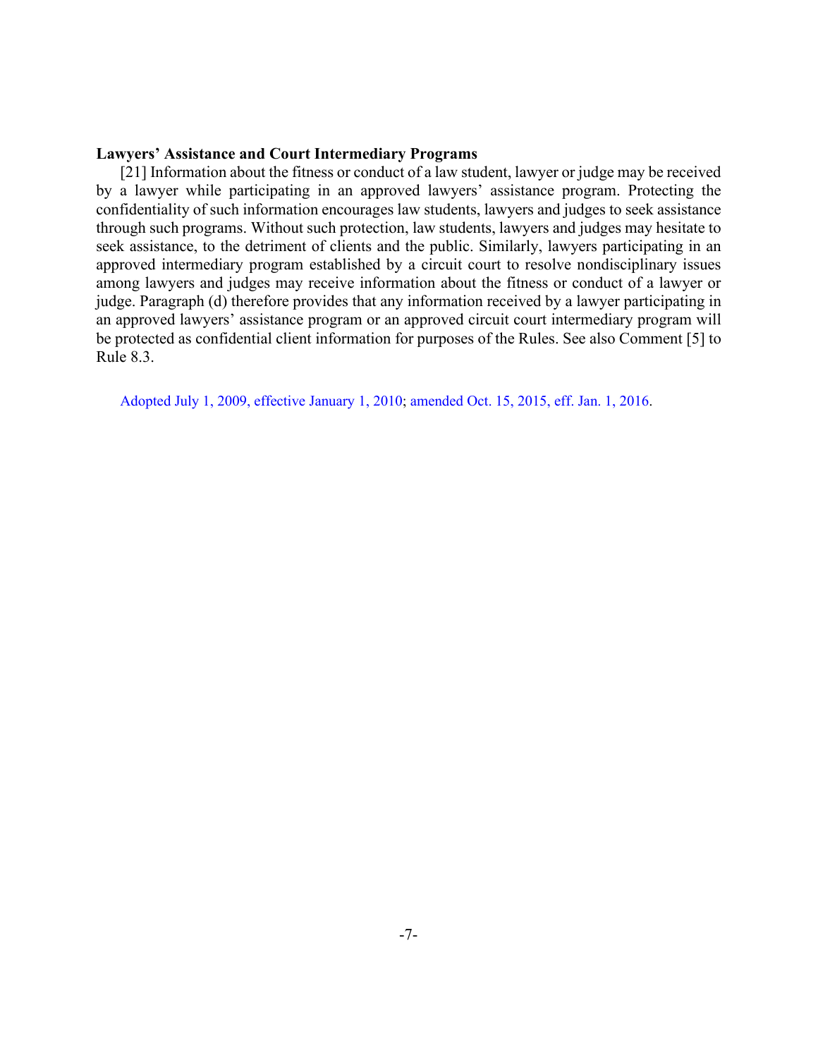**Lawyers' Assistance and Court Intermediary Programs**

[21] Information about the fitness or conduct of a law student, lawyer or judge may be received by a lawyer while participating in an approved lawyers' assistance program. Protecting the confidentiality of such information encourages law students, lawyers and judges to seek assistance through such programs. Without such protection, law students, lawyers and judges may hesitate to seek assistance, to the detriment of clients and the public. Similarly, lawyers participating in an approved intermediary program established by a circuit court to resolve nondisciplinary issues among lawyers and judges may receive information about the fitness or conduct of a lawyer or judge. Paragraph (d) therefore provides that any information received by a lawyer participating in an approved lawyers' assistance program or an approved circuit court intermediary program will be protected as confidential client information for purposes of the Rules. See also Comment [5] to Rule 8.3.

Adopted July 1, 2009, effective January 1, 2010; amended Oct. 15, 2015, eff. Jan. 1, 2016.